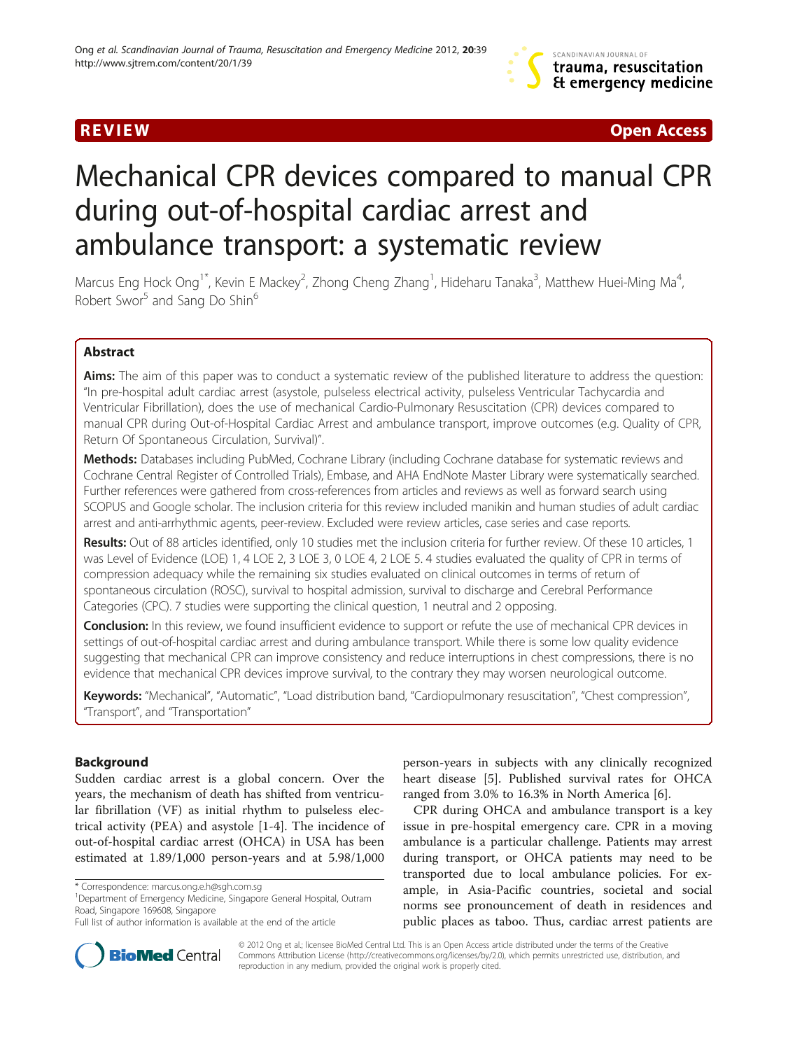REVIEW Open Access

# Mechanical CPR devices compared to manual CPR during out-of-hospital cardiac arrest and ambulance transport: a systematic review

Marcus Eng Hock Ong[1*], Kevin E Mackey[2], Zhong Cheng Zhang[1], Hideharu Tanaka[3], Matthew Huei-Ming Ma[4], Robert Swor[5] and Sang Do Shin[6]

## Abstract

**Aims:** The aim of this paper was to conduct a systematic review of the published literature to address the question: "In pre-hospital adult cardiac arrest (asystole, pulseless electrical activity, pulseless Ventricular Tachycardia and Ventricular Fibrillation), does the use of mechanical Cardio-Pulmonary Resuscitation (CPR) devices compared to manual CPR during Out-of-Hospital Cardiac Arrest and ambulance transport, improve outcomes (e.g. Quality of CPR, Return Of Spontaneous Circulation, Survival)".

**Methods:** Databases including PubMed, Cochrane Library (including Cochrane database for systematic reviews and Cochrane Central Register of Controlled Trials), Embase, and AHA EndNote Master Library were systematically searched. Further references were gathered from cross-references from articles and reviews as well as forward search using SCOPUS and Google scholar. The inclusion criteria for this review included manikin and human studies of adult cardiac arrest and anti-arrhythmic agents, peer-review. Excluded were review articles, case series and case reports.

**Results:** Out of 88 articles identified, only 10 studies met the inclusion criteria for further review. Of these 10 articles, 1 was Level of Evidence (LOE) 1, 4 LOE 2, 3 LOE 3, 0 LOE 4, 2 LOE 5. 4 studies evaluated the quality of CPR in terms of compression adequacy while the remaining six studies evaluated on clinical outcomes in terms of return of spontaneous circulation (ROSC), survival to hospital admission, survival to discharge and Cerebral Performance Categories (CPC). 7 studies were supporting the clinical question, 1 neutral and 2 opposing.

**Conclusion:** In this review, we found insufficient evidence to support or refute the use of mechanical CPR devices in settings of out-of-hospital cardiac arrest and during ambulance transport. While there is some low quality evidence suggesting that mechanical CPR can improve consistency and reduce interruptions in chest compressions, there is no evidence that mechanical CPR devices improve survival, to the contrary they may worsen neurological outcome.

**Keywords:** "Mechanical", "Automatic", "Load distribution band, "Cardiopulmonary resuscitation", "Chest compression", "Transport", and "Transportation"

## Background

Sudden cardiac arrest is a global concern. Over the years, the mechanism of death has shifted from ventricular fibrillation (VF) as initial rhythm to pulseless electrical activity (PEA) and asystole [1-4]. The incidence of out-of-hospital cardiac arrest (OHCA) in USA has been estimated at 1.89/1,000 person-years and at 5.98/1,000 person-years in subjects with any clinically recognized heart disease [5]. Published survival rates for OHCA ranged from 3.0% to 16.3% in North America [6].

CPR during OHCA and ambulance transport is a key issue in pre-hospital emergency care. CPR in a moving ambulance is a particular challenge. Patients may arrest during transport, or OHCA patients may need to be transported due to local ambulance policies. For example, in Asia-Pacific countries, societal and social norms see pronouncement of death in residences and public places as taboo. Thus, cardiac arrest patients are

* Correspondence: marcus.ong.e.h@sgh.com.sg
[1]Department of Emergency Medicine, Singapore General Hospital, Outram Road, Singapore 169608, Singapore
Full list of author information is available at the end of the article

© 2012 Ong et al.; licensee BioMed Central Ltd. This is an Open Access article distributed under the terms of the Creative Commons Attribution License (http://creativecommons.org/licenses/by/2.0), which permits unrestricted use, distribution, and reproduction in any medium, provided the original work is properly cited.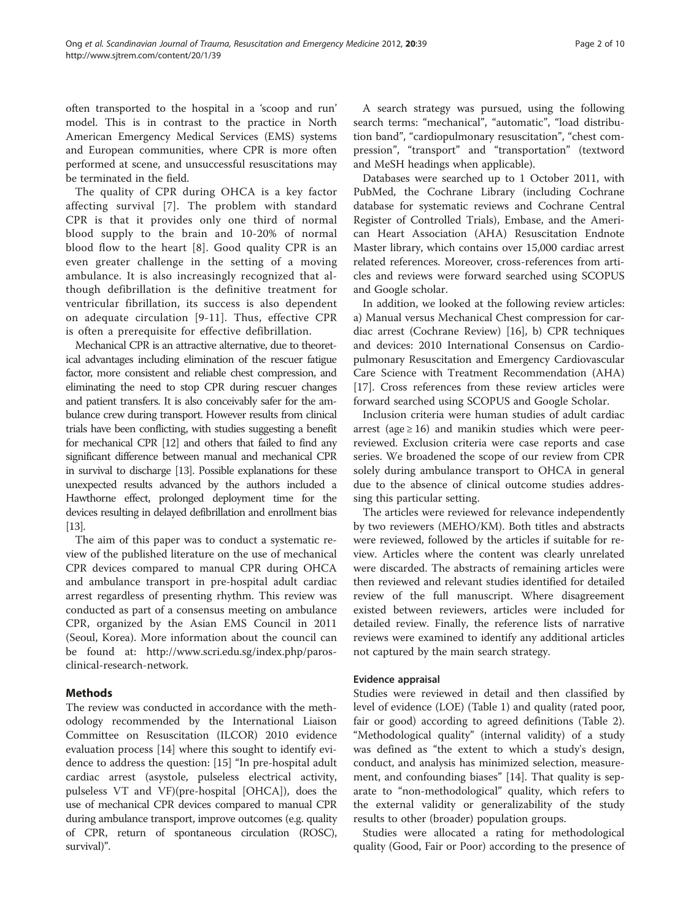often transported to the hospital in a 'scoop and run' model. This is in contrast to the practice in North American Emergency Medical Services (EMS) systems and European communities, where CPR is more often performed at scene, and unsuccessful resuscitations may be terminated in the field.

The quality of CPR during OHCA is a key factor affecting survival [7]. The problem with standard CPR is that it provides only one third of normal blood supply to the brain and 10-20% of normal blood flow to the heart [8]. Good quality CPR is an even greater challenge in the setting of a moving ambulance. It is also increasingly recognized that although defibrillation is the definitive treatment for ventricular fibrillation, its success is also dependent on adequate circulation [9-11]. Thus, effective CPR is often a prerequisite for effective defibrillation.

Mechanical CPR is an attractive alternative, due to theoretical advantages including elimination of the rescuer fatigue factor, more consistent and reliable chest compression, and eliminating the need to stop CPR during rescuer changes and patient transfers. It is also conceivably safer for the ambulance crew during transport. However results from clinical trials have been conflicting, with studies suggesting a benefit for mechanical CPR [12] and others that failed to find any significant difference between manual and mechanical CPR in survival to discharge [13]. Possible explanations for these unexpected results advanced by the authors included a Hawthorne effect, prolonged deployment time for the devices resulting in delayed defibrillation and enrollment bias [13].

The aim of this paper was to conduct a systematic review of the published literature on the use of mechanical CPR devices compared to manual CPR during OHCA and ambulance transport in pre-hospital adult cardiac arrest regardless of presenting rhythm. This review was conducted as part of a consensus meeting on ambulance CPR, organized by the Asian EMS Council in 2011 (Seoul, Korea). More information about the council can be found at: http://www.scri.edu.sg/index.php/paros-clinical-research-network.

## Methods

The review was conducted in accordance with the methodology recommended by the International Liaison Committee on Resuscitation (ILCOR) 2010 evidence evaluation process [14] where this sought to identify evidence to address the question: [15] "In pre-hospital adult cardiac arrest (asystole, pulseless electrical activity, pulseless VT and VF)(pre-hospital [OHCA]), does the use of mechanical CPR devices compared to manual CPR during ambulance transport, improve outcomes (e.g. quality of CPR, return of spontaneous circulation (ROSC), survival)".

A search strategy was pursued, using the following search terms: "mechanical", "automatic", "load distribution band", "cardiopulmonary resuscitation", "chest compression", "transport" and "transportation" (textword and MeSH headings when applicable).

Databases were searched up to 1 October 2011, with PubMed, the Cochrane Library (including Cochrane database for systematic reviews and Cochrane Central Register of Controlled Trials), Embase, and the American Heart Association (AHA) Resuscitation Endnote Master library, which contains over 15,000 cardiac arrest related references. Moreover, cross-references from articles and reviews were forward searched using SCOPUS and Google scholar.

In addition, we looked at the following review articles: a) Manual versus Mechanical Chest compression for cardiac arrest (Cochrane Review) [16], b) CPR techniques and devices: 2010 International Consensus on Cardiopulmonary Resuscitation and Emergency Cardiovascular Care Science with Treatment Recommendation (AHA) [17]. Cross references from these review articles were forward searched using SCOPUS and Google Scholar.

Inclusion criteria were human studies of adult cardiac arrest (age ≥ 16) and manikin studies which were peer-reviewed. Exclusion criteria were case reports and case series. We broadened the scope of our review from CPR solely during ambulance transport to OHCA in general due to the absence of clinical outcome studies addressing this particular setting.

The articles were reviewed for relevance independently by two reviewers (MEHO/KM). Both titles and abstracts were reviewed, followed by the articles if suitable for review. Articles where the content was clearly unrelated were discarded. The abstracts of remaining articles were then reviewed and relevant studies identified for detailed review of the full manuscript. Where disagreement existed between reviewers, articles were included for detailed review. Finally, the reference lists of narrative reviews were examined to identify any additional articles not captured by the main search strategy.

### Evidence appraisal

Studies were reviewed in detail and then classified by level of evidence (LOE) (Table 1) and quality (rated poor, fair or good) according to agreed definitions (Table 2). "Methodological quality" (internal validity) of a study was defined as "the extent to which a study's design, conduct, and analysis has minimized selection, measurement, and confounding biases" [14]. That quality is separate to "non-methodological" quality, which refers to the external validity or generalizability of the study results to other (broader) population groups.

Studies were allocated a rating for methodological quality (Good, Fair or Poor) according to the presence of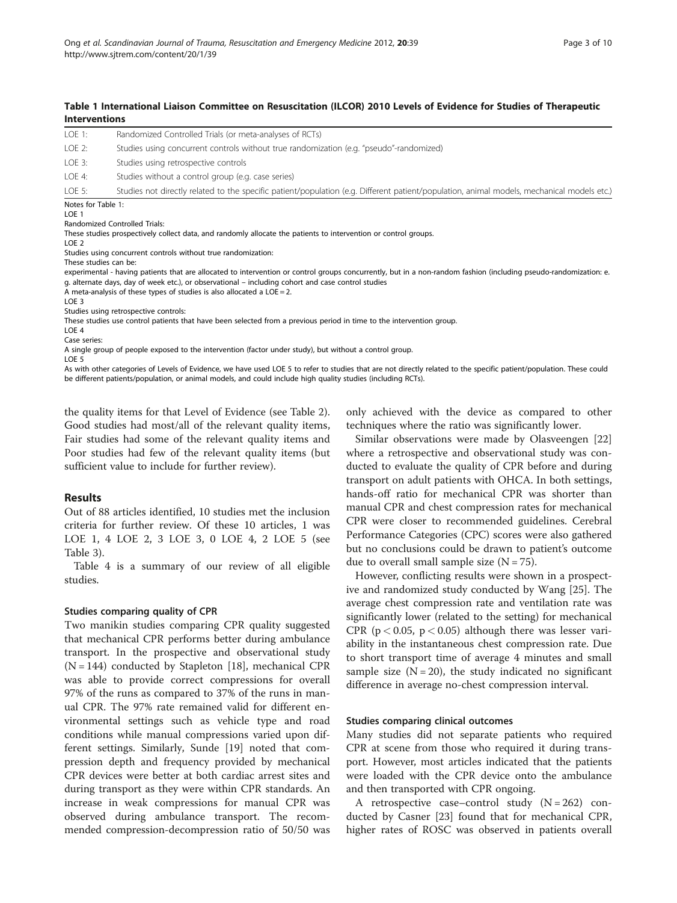**Table 1 International Liaison Committee on Resuscitation (ILCOR) 2010 Levels of Evidence for Studies of Therapeutic Interventions**

| | |
|---|---|
| LOE 1: | Randomized Controlled Trials (or meta-analyses of RCTs) |
| LOE 2: | Studies using concurrent controls without true randomization (e.g. "pseudo"-randomized) |
| LOE 3: | Studies using retrospective controls |
| LOE 4: | Studies without a control group (e.g. case series) |
| LOE 5: | Studies not directly related to the specific patient/population (e.g. Different patient/population, animal models, mechanical models etc.) |

Notes for Table 1:

LOE 1

Randomized Controlled Trials:

These studies prospectively collect data, and randomly allocate the patients to intervention or control groups.

LOE 2

Studies using concurrent controls without true randomization:

These studies can be:

experimental - having patients that are allocated to intervention or control groups concurrently, but in a non-random fashion (including pseudo-randomization: e.g. alternate days, day of week etc.), or observational – including cohort and case control studies

A meta-analysis of these types of studies is also allocated a LOE = 2.

LOE 3

Studies using retrospective controls:

These studies use control patients that have been selected from a previous period in time to the intervention group.

LOE 4

Case series:

A single group of people exposed to the intervention (factor under study), but without a control group.

LOE 5

As with other categories of Levels of Evidence, we have used LOE 5 to refer to studies that are not directly related to the specific patient/population. These could be different patients/population, or animal models, and could include high quality studies (including RCTs).

the quality items for that Level of Evidence (see Table 2). Good studies had most/all of the relevant quality items, Fair studies had some of the relevant quality items and Poor studies had few of the relevant quality items (but sufficient value to include for further review).

## Results

Out of 88 articles identified, 10 studies met the inclusion criteria for further review. Of these 10 articles, 1 was LOE 1, 4 LOE 2, 3 LOE 3, 0 LOE 4, 2 LOE 5 (see Table 3).

Table 4 is a summary of our review of all eligible studies.

### Studies comparing quality of CPR

Two manikin studies comparing CPR quality suggested that mechanical CPR performs better during ambulance transport. In the prospective and observational study (N = 144) conducted by Stapleton [18], mechanical CPR was able to provide correct compressions for overall 97% of the runs as compared to 37% of the runs in manual CPR. The 97% rate remained valid for different environmental settings such as vehicle type and road conditions while manual compressions varied upon different settings. Similarly, Sunde [19] noted that compression depth and frequency provided by mechanical CPR devices were better at both cardiac arrest sites and during transport as they were within CPR standards. An increase in weak compressions for manual CPR was observed during ambulance transport. The recommended compression-decompression ratio of 50/50 was only achieved with the device as compared to other techniques where the ratio was significantly lower.

Similar observations were made by Olasveengen [22] where a retrospective and observational study was conducted to evaluate the quality of CPR before and during transport on adult patients with OHCA. In both settings, hands-off ratio for mechanical CPR was shorter than manual CPR and chest compression rates for mechanical CPR were closer to recommended guidelines. Cerebral Performance Categories (CPC) scores were also gathered but no conclusions could be drawn to patient's outcome due to overall small sample size (N = 75).

However, conflicting results were shown in a prospective and randomized study conducted by Wang [25]. The average chest compression rate and ventilation rate was significantly lower (related to the setting) for mechanical CPR ($p < 0.05$, $p < 0.05$) although there was lesser variability in the instantaneous chest compression rate. Due to short transport time of average 4 minutes and small sample size (N = 20), the study indicated no significant difference in average no-chest compression interval.

### Studies comparing clinical outcomes

Many studies did not separate patients who required CPR at scene from those who required it during transport. However, most articles indicated that the patients were loaded with the CPR device onto the ambulance and then transported with CPR ongoing.

A retrospective case–control study (N = 262) conducted by Casner [23] found that for mechanical CPR, higher rates of ROSC was observed in patients overall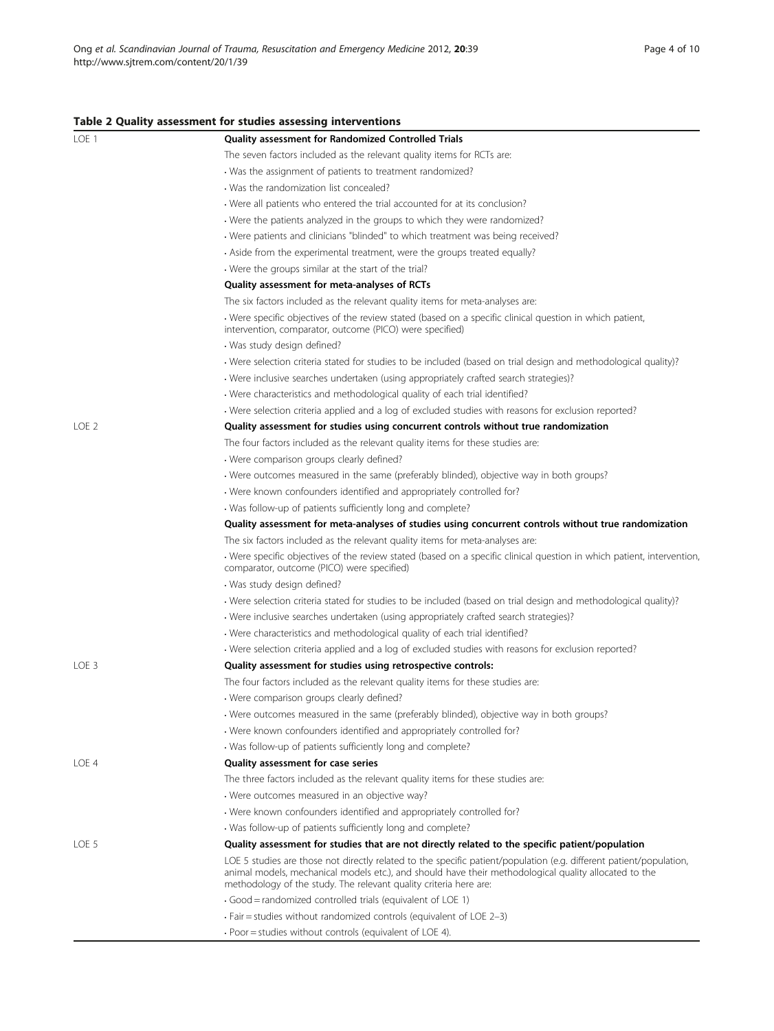**Table 2 Quality assessment for studies assessing interventions**

| | |
|---|---|
| LOE 1 | **Quality assessment for Randomized Controlled Trials** |
| | The seven factors included as the relevant quality items for RCTs are: |
| | • Was the assignment of patients to treatment randomized? |
| | • Was the randomization list concealed? |
| | • Were all patients who entered the trial accounted for at its conclusion? |
| | • Were the patients analyzed in the groups to which they were randomized? |
| | • Were patients and clinicians "blinded" to which treatment was being received? |
| | • Aside from the experimental treatment, were the groups treated equally? |
| | • Were the groups similar at the start of the trial? |
| | **Quality assessment for meta-analyses of RCTs** |
| | The six factors included as the relevant quality items for meta-analyses are: |
| | • Were specific objectives of the review stated (based on a specific clinical question in which patient, intervention, comparator, outcome (PICO) were specified) |
| | • Was study design defined? |
| | • Were selection criteria stated for studies to be included (based on trial design and methodological quality)? |
| | • Were inclusive searches undertaken (using appropriately crafted search strategies)? |
| | • Were characteristics and methodological quality of each trial identified? |
| | • Were selection criteria applied and a log of excluded studies with reasons for exclusion reported? |
| LOE 2 | **Quality assessment for studies using concurrent controls without true randomization** |
| | The four factors included as the relevant quality items for these studies are: |
| | • Were comparison groups clearly defined? |
| | • Were outcomes measured in the same (preferably blinded), objective way in both groups? |
| | • Were known confounders identified and appropriately controlled for? |
| | • Was follow-up of patients sufficiently long and complete? |
| | **Quality assessment for meta-analyses of studies using concurrent controls without true randomization** |
| | The six factors included as the relevant quality items for meta-analyses are: |
| | • Were specific objectives of the review stated (based on a specific clinical question in which patient, intervention, comparator, outcome (PICO) were specified) |
| | • Was study design defined? |
| | • Were selection criteria stated for studies to be included (based on trial design and methodological quality)? |
| | • Were inclusive searches undertaken (using appropriately crafted search strategies)? |
| | • Were characteristics and methodological quality of each trial identified? |
| | • Were selection criteria applied and a log of excluded studies with reasons for exclusion reported? |
| LOE 3 | **Quality assessment for studies using retrospective controls:** |
| | The four factors included as the relevant quality items for these studies are: |
| | • Were comparison groups clearly defined? |
| | • Were outcomes measured in the same (preferably blinded), objective way in both groups? |
| | • Were known confounders identified and appropriately controlled for? |
| | • Was follow-up of patients sufficiently long and complete? |
| LOE 4 | **Quality assessment for case series** |
| | The three factors included as the relevant quality items for these studies are: |
| | • Were outcomes measured in an objective way? |
| | • Were known confounders identified and appropriately controlled for? |
| | • Was follow-up of patients sufficiently long and complete? |
| LOE 5 | **Quality assessment for studies that are not directly related to the specific patient/population** |
| | LOE 5 studies are those not directly related to the specific patient/population (e.g. different patient/population, animal models, mechanical models etc.), and should have their methodological quality allocated to the methodology of the study. The relevant quality criteria here are: |
| | • Good = randomized controlled trials (equivalent of LOE 1) |
| | • Fair = studies without randomized controls (equivalent of LOE 2–3) |
| | • Poor = studies without controls (equivalent of LOE 4). |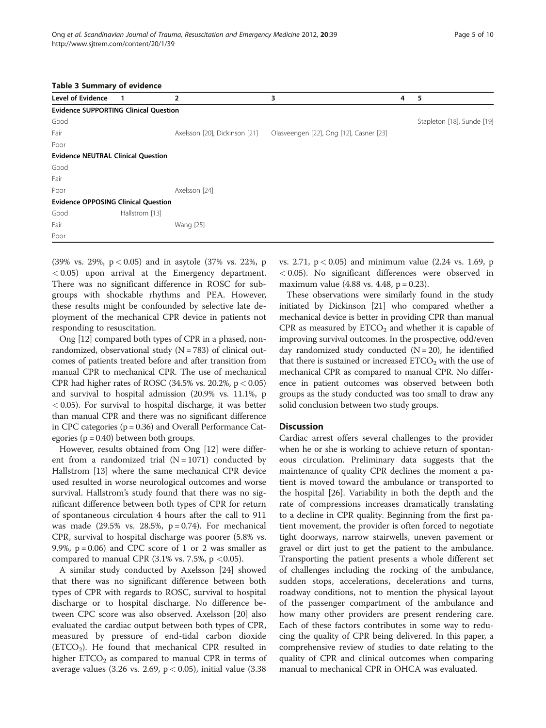**Table 3 Summary of evidence**

| Level of Evidence | 1 | 2 | 3 | 4 | 5 |
|---|---|---|---|---|---|
| **Evidence SUPPORTING Clinical Question** | | | | | |
| Good | | | | | Stapleton [18], Sunde [19] |
| Fair | | Axelsson [20], Dickinson [21] | Olasveengen [22], Ong [12], Casner [23] | | |
| Poor | | | | | |
| **Evidence NEUTRAL Clinical Question** | | | | | |
| Good | | | | | |
| Fair | | | | | |
| Poor | | Axelsson [24] | | | |
| **Evidence OPPOSING Clinical Question** | | | | | |
| Good | Hallstrom [13] | | | | |
| Fair | | Wang [25] | | | |
| Poor | | | | | |

(39% vs. 29%, $p < 0.05$) and in asytole (37% vs. 22%, $p < 0.05$) upon arrival at the Emergency department. There was no significant difference in ROSC for subgroups with shockable rhythms and PEA. However, these results might be confounded by selective late deployment of the mechanical CPR device in patients not responding to resuscitation.

Ong [12] compared both types of CPR in a phased, non-randomized, observational study (N = 783) of clinical outcomes of patients treated before and after transition from manual CPR to mechanical CPR. The use of mechanical CPR had higher rates of ROSC (34.5% vs. 20.2%, $p < 0.05$) and survival to hospital admission (20.9% vs. 11.1%, $p < 0.05$). For survival to hospital discharge, it was better than manual CPR and there was no significant difference in CPC categories (p = 0.36) and Overall Performance Categories (p = 0.40) between both groups.

However, results obtained from Ong [12] were different from a randomized trial (N = 1071) conducted by Hallstrom [13] where the same mechanical CPR device used resulted in worse neurological outcomes and worse survival. Hallstrom's study found that there was no significant difference between both types of CPR for return of spontaneous circulation 4 hours after the call to 911 was made (29.5% vs. 28.5%, p = 0.74). For mechanical CPR, survival to hospital discharge was poorer (5.8% vs. 9.9%, p = 0.06) and CPC score of 1 or 2 was smaller as compared to manual CPR (3.1% vs. 7.5%, $p < 0.05$).

A similar study conducted by Axelsson [24] showed that there was no significant difference between both types of CPR with regards to ROSC, survival to hospital discharge or to hospital discharge. No difference between CPC score was also observed. Axelsson [20] also evaluated the cardiac output between both types of CPR, measured by pressure of end-tidal carbon dioxide ($ETCO_2$). He found that mechanical CPR resulted in higher $ETCO_2$ as compared to manual CPR in terms of average values (3.26 vs. 2.69, $p < 0.05$), initial value (3.38 vs. 2.71, $p < 0.05$) and minimum value (2.24 vs. 1.69, $p < 0.05$). No significant differences were observed in maximum value (4.88 vs. 4.48, p = 0.23).

These observations were similarly found in the study initiated by Dickinson [21] who compared whether a mechanical device is better in providing CPR than manual CPR as measured by $ETCO_2$ and whether it is capable of improving survival outcomes. In the prospective, odd/even day randomized study conducted (N = 20), he identified that there is sustained or increased $ETCO_2$ with the use of mechanical CPR as compared to manual CPR. No difference in patient outcomes was observed between both groups as the study conducted was too small to draw any solid conclusion between two study groups.

## Discussion

Cardiac arrest offers several challenges to the provider when he or she is working to achieve return of spontaneous circulation. Preliminary data suggests that the maintenance of quality CPR declines the moment a patient is moved toward the ambulance or transported to the hospital [26]. Variability in both the depth and the rate of compressions increases dramatically translating to a decline in CPR quality. Beginning from the first patient movement, the provider is often forced to negotiate tight doorways, narrow stairwells, uneven pavement or gravel or dirt just to get the patient to the ambulance. Transporting the patient presents a whole different set of challenges including the rocking of the ambulance, sudden stops, accelerations, decelerations and turns, roadway conditions, not to mention the physical layout of the passenger compartment of the ambulance and how many other providers are present rendering care. Each of these factors contributes in some way to reducing the quality of CPR being delivered. In this paper, a comprehensive review of studies to date relating to the quality of CPR and clinical outcomes when comparing manual to mechanical CPR in OHCA was evaluated.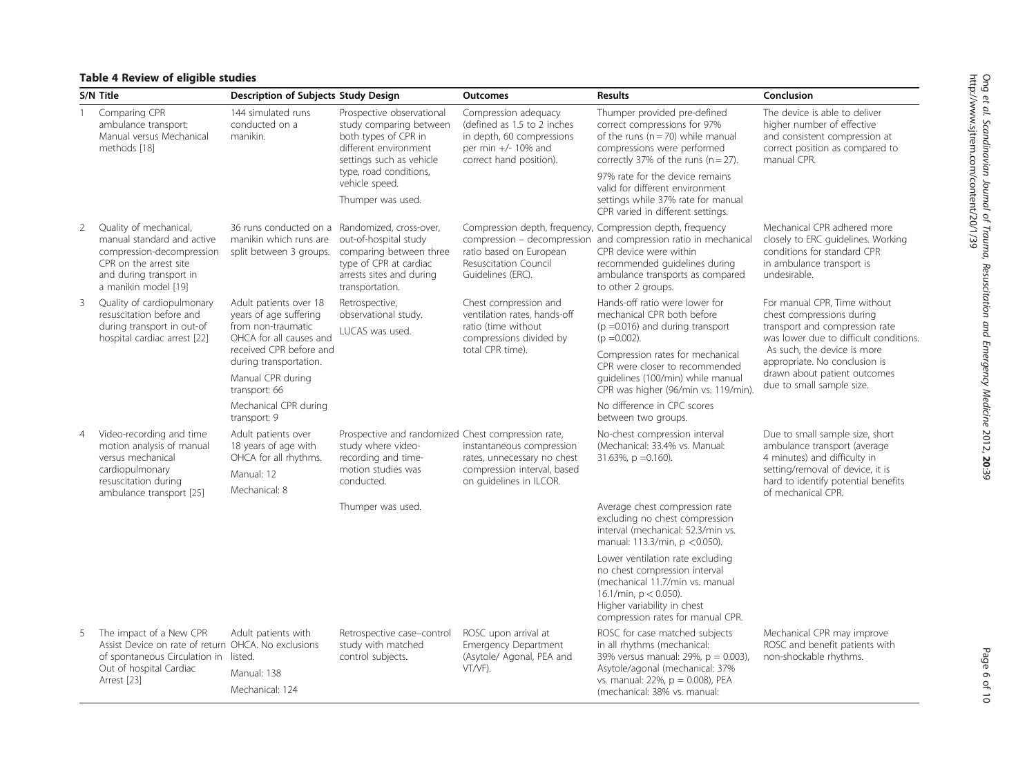**Table 4 Review of eligible studies**

| S/N | Title | Description of Subjects | Study Design | Outcomes | Results | Conclusion |
|---|---|---|---|---|---|---|
| 1 | Comparing CPR ambulance transport: Manual versus Mechanical methods [18] | 144 simulated runs conducted on a manikin. | Prospective observational study comparing between both types of CPR in different environment settings such as vehicle type, road conditions, vehicle speed. Thumper was used. | Compression adequacy (defined as 1.5 to 2 inches in depth, 60 compressions per min +/- 10% and correct hand position). | Thumper provided pre-defined correct compressions for 97% of the runs (n = 70) while manual compressions were performed correctly 37% of the runs (n = 27). 97% rate for the device remains valid for different environment settings while 37% rate for manual CPR varied in different settings. | The device is able to deliver higher number of effective and consistent compression at correct position as compared to manual CPR. |
| 2 | Quality of mechanical, manual standard and active compression-decompression CPR on the arrest site and during transport in a manikin model [19] | 36 runs conducted on a manikin which runs are split between 3 groups. | Randomized, cross-over, out-of-hospital study comparing between three type of CPR at cardiac arrests sites and during transportation. | Compression depth, frequency, compression – decompression ratio based on European Resuscitation Council Guidelines (ERC). | Compression depth, frequency and compression ratio in mechanical CPR device were within recommended guidelines during ambulance transports as compared to other 2 groups. | Mechanical CPR adhered more closely to ERC guidelines. Working conditions for standard CPR in ambulance transport is undesirable. |
| 3 | Quality of cardiopulmonary resuscitation before and during transport in out-of hospital cardiac arrest [22] | Adult patients over 18 years of age suffering from non-traumatic OHCA for all causes and received CPR before and during transportation. Manual CPR during transport: 66 Mechanical CPR during transport: 9 | Retrospective, observational study. LUCAS was used. | Chest compression and ventilation rates, hands-off ratio (time without compressions divided by total CPR time). | Hands-off ratio were lower for mechanical CPR both before (p =0.016) and during transport (p =0.002). Compression rates for mechanical CPR were closer to recommended guidelines (100/min) while manual CPR was higher (96/min vs. 119/min). No difference in CPC scores between two groups. | For manual CPR, Time without chest compressions during transport and compression rate was lower due to difficult conditions. As such, the device is more appropriate. No conclusion is drawn about patient outcomes due to small sample size. |
| 4 | Video-recording and time motion analysis of manual versus mechanical cardiopulmonary resuscitation during ambulance transport [25] | Adult patients over 18 years of age with OHCA for all rhythms. Manual: 12 Mechanical: 8 | Prospective and randomized study where video-recording and time-motion studies was conducted. Thumper was used. | Chest compression rate, instantaneous compression rates, unnecessary no chest compression interval, based on guidelines in ILCOR. | No-chest compression interval (Mechanical: 33.4% vs. Manual: 31.63%, p =0.160). Average chest compression rate excluding no chest compression interval (mechanical: 52.3/min vs. manual: 113.3/min, p <0.050). Lower ventilation rate excluding no chest compression interval (mechanical 11.7/min vs. manual 16.1/min, p < 0.050). Higher variability in chest compression rates for manual CPR. | Due to small sample size, short ambulance transport (average 4 minutes) and difficulty in setting/removal of device, it is hard to identify potential benefits of mechanical CPR. |
| 5 | The impact of a New CPR Assist Device on rate of return of spontaneous Circulation in Out of hospital Cardiac Arrest [23] | Adult patients with OHCA. No exclusions listed. Manual: 138 Mechanical: 124 | Retrospective case–control study with matched control subjects. | ROSC upon arrival at Emergency Department (Asytole/ Agonal, PEA and VT/VF). | ROSC for case matched subjects in all rhythms (mechanical: 39% versus manual: 29%, p = 0.003), Asytole/agonal (mechanical: 37% vs. manual: 22%, p = 0.008), PEA (mechanical: 38% vs. manual: | Mechanical CPR may improve ROSC and benefit patients with non-shockable rhythms. |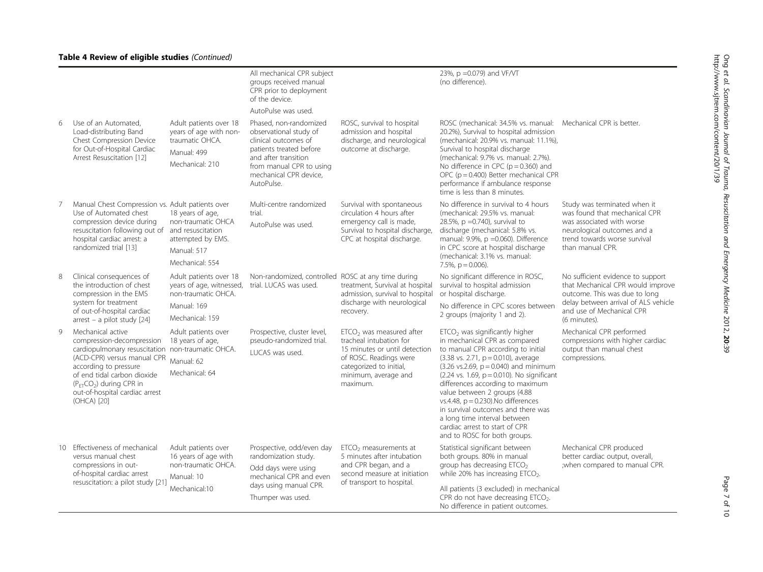**Table 4 Review of eligible studies** *(Continued)*

| | | | | | | |
|---|---|---|---|---|---|---|
| | | | All mechanical CPR subject groups received manual CPR prior to deployment of the device. AutoPulse was used. | | 23%, p =0.079) and VF/VT (no difference). | |
| 6 | Use of an Automated, Load-distributing Band Chest Compression Device for Out-of-Hospital Cardiac Arrest Resuscitation [12] | Adult patients over 18 years of age with non-traumatic OHCA. Manual: 499 Mechanical: 210 | Phased, non-randomized observational study of clinical outcomes of patients treated before and after transition from manual CPR to using mechanical CPR device, AutoPulse. | ROSC, survival to hospital admission and hospital discharge, and neurological outcome at discharge. | ROSC (mechanical: 34.5% vs. manual: 20.2%), Survival to hospital admission (mechanical: 20.9% vs. manual: 11.1%), Survival to hospital discharge (mechanical: 9.7% vs. manual: 2.7%). No difference in CPC (p = 0.360) and OPC (p = 0.400) Better mechanical CPR performance if ambulance response time is less than 8 minutes. | Mechanical CPR is better. |
| 7 | Manual Chest Compression vs. Use of Automated chest compression device during resuscitation following out of hospital cardiac arrest: a randomized trial [13] | Adult patients over 18 years of age, non-traumatic OHCA and resuscitation attempted by EMS. Manual: 517 Mechanical: 554 | Multi-centre randomized trial. AutoPulse was used. | Survival with spontaneous circulation 4 hours after emergency call is made, Survival to hospital discharge, CPC at hospital discharge. | No difference in survival to 4 hours (mechanical: 29.5% vs. manual: 28.5%, p =0.740), survival to discharge (mechanical: 5.8% vs. manual: 9.9%, p =0.060). Difference in CPC score at hospital discharge (mechanical: 3.1% vs. manual: 7.5%, p = 0.006). | Study was terminated when it was found that mechanical CPR was associated with worse neurological outcomes and a trend towards worse survival than manual CPR. |
| 8 | Clinical consequences of the introduction of chest compression in the EMS system for treatment of out-of-hospital cardiac arrest – a pilot study [24] | Adult patients over 18 years of age, witnessed, non-traumatic OHCA. Manual: 169 Mechanical: 159 | Non-randomized, controlled trial. LUCAS was used. | ROSC at any time during treatment, Survival at hospital admission, survival to hospital discharge with neurological recovery. | No significant difference in ROSC, survival to hospital admission or hospital discharge. No difference in CPC scores between 2 groups (majority 1 and 2). | No sufficient evidence to support that Mechanical CPR would improve outcome. This was due to long delay between arrival of ALS vehicle and use of Mechanical CPR (6 minutes). |
| 9 | Mechanical active compression-decompression cardiopulmonary resuscitation (ACD-CPR) versus manual CPR according to pressure of end tidal carbon dioxide ($P_{ET}CO_2$) during CPR in out-of-hospital cardiac arrest (OHCA) [20] | Adult patients over 18 years of age, non-traumatic OHCA. Manual: 62 Mechanical: 64 | Prospective, cluster level, pseudo-randomized trial. LUCAS was used. | $ETCO_2$ was measured after tracheal intubation for 15 minutes or until detection of ROSC. Readings were categorized to initial, minimum, average and maximum. | $ETCO_2$ was significantly higher in mechanical CPR as compared to manual CPR according to initial (3.38 vs. 2.71, p = 0.010), average (3.26 vs.2.69, p = 0.040) and minimum (2.24 vs. 1.69, p = 0.010). No significant differences according to maximum value between 2 groups (4.88 vs.4.48, p = 0.230).No differences in survival outcomes and there was a long time interval between cardiac arrest to start of CPR and to ROSC for both groups. | Mechanical CPR performed compressions with higher cardiac output than manual chest compressions. |
| 10 | Effectiveness of mechanical versus manual chest compressions in out-of-hospital cardiac arrest resuscitation: a pilot study [21] | Adult patients over 16 years of age with non-traumatic OHCA. Manual: 10 Mechanical:10 | Prospective, odd/even day randomization study. Odd days were using mechanical CPR and even days using manual CPR. Thumper was used. | $ETCO_2$ measurements at 5 minutes after intubation and CPR began, and a second measure at initiation of transport to hospital. | Statistical significant between both groups. 80% in manual group has decreasing $ETCO_2$ while 20% has increasing $ETCO_2$. All patients (3 excluded) in mechanical CPR do not have decreasing $ETCO_2$. No difference in patient outcomes. | Mechanical CPR produced better cardiac output, overall, ;when compared to manual CPR. |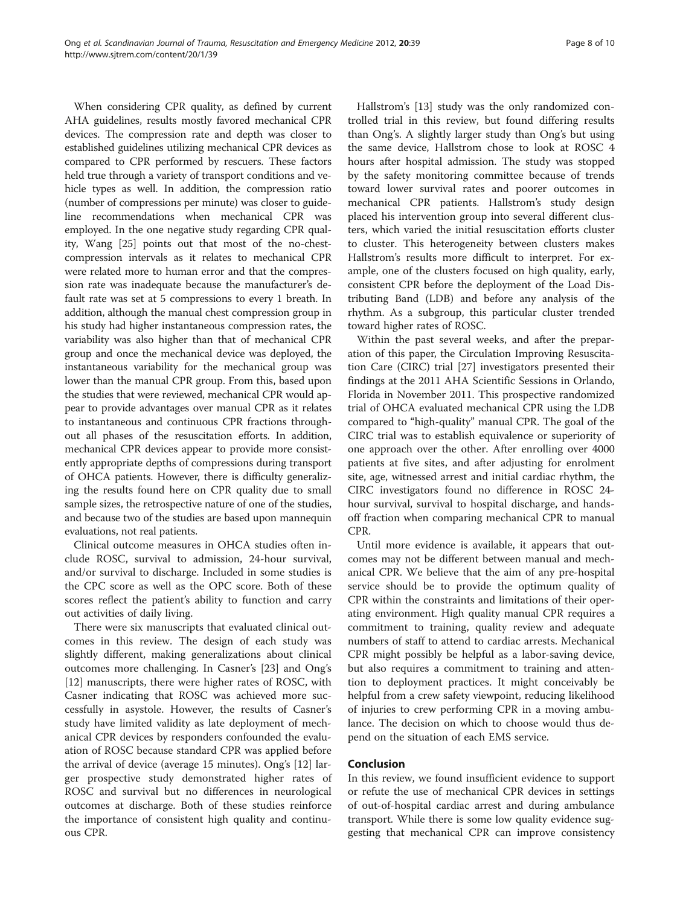When considering CPR quality, as defined by current AHA guidelines, results mostly favored mechanical CPR devices. The compression rate and depth was closer to established guidelines utilizing mechanical CPR devices as compared to CPR performed by rescuers. These factors held true through a variety of transport conditions and vehicle types as well. In addition, the compression ratio (number of compressions per minute) was closer to guideline recommendations when mechanical CPR was employed. In the one negative study regarding CPR quality, Wang [25] points out that most of the no-chest-compression intervals as it relates to mechanical CPR were related more to human error and that the compression rate was inadequate because the manufacturer's default rate was set at 5 compressions to every 1 breath. In addition, although the manual chest compression group in his study had higher instantaneous compression rates, the variability was also higher than that of mechanical CPR group and once the mechanical device was deployed, the instantaneous variability for the mechanical group was lower than the manual CPR group. From this, based upon the studies that were reviewed, mechanical CPR would appear to provide advantages over manual CPR as it relates to instantaneous and continuous CPR fractions throughout all phases of the resuscitation efforts. In addition, mechanical CPR devices appear to provide more consistently appropriate depths of compressions during transport of OHCA patients. However, there is difficulty generalizing the results found here on CPR quality due to small sample sizes, the retrospective nature of one of the studies, and because two of the studies are based upon mannequin evaluations, not real patients.

Clinical outcome measures in OHCA studies often include ROSC, survival to admission, 24-hour survival, and/or survival to discharge. Included in some studies is the CPC score as well as the OPC score. Both of these scores reflect the patient's ability to function and carry out activities of daily living.

There were six manuscripts that evaluated clinical outcomes in this review. The design of each study was slightly different, making generalizations about clinical outcomes more challenging. In Casner's [23] and Ong's [12] manuscripts, there were higher rates of ROSC, with Casner indicating that ROSC was achieved more successfully in asystole. However, the results of Casner's study have limited validity as late deployment of mechanical CPR devices by responders confounded the evaluation of ROSC because standard CPR was applied before the arrival of device (average 15 minutes). Ong's [12] larger prospective study demonstrated higher rates of ROSC and survival but no differences in neurological outcomes at discharge. Both of these studies reinforce the importance of consistent high quality and continuous CPR.

Hallstrom's [13] study was the only randomized controlled trial in this review, but found differing results than Ong's. A slightly larger study than Ong's but using the same device, Hallstrom chose to look at ROSC 4 hours after hospital admission. The study was stopped by the safety monitoring committee because of trends toward lower survival rates and poorer outcomes in mechanical CPR patients. Hallstrom's study design placed his intervention group into several different clusters, which varied the initial resuscitation efforts cluster to cluster. This heterogeneity between clusters makes Hallstrom's results more difficult to interpret. For example, one of the clusters focused on high quality, early, consistent CPR before the deployment of the Load Distributing Band (LDB) and before any analysis of the rhythm. As a subgroup, this particular cluster trended toward higher rates of ROSC.

Within the past several weeks, and after the preparation of this paper, the Circulation Improving Resuscitation Care (CIRC) trial [27] investigators presented their findings at the 2011 AHA Scientific Sessions in Orlando, Florida in November 2011. This prospective randomized trial of OHCA evaluated mechanical CPR using the LDB compared to "high-quality" manual CPR. The goal of the CIRC trial was to establish equivalence or superiority of one approach over the other. After enrolling over 4000 patients at five sites, and after adjusting for enrolment site, age, witnessed arrest and initial cardiac rhythm, the CIRC investigators found no difference in ROSC 24-hour survival, survival to hospital discharge, and hands-off fraction when comparing mechanical CPR to manual CPR.

Until more evidence is available, it appears that outcomes may not be different between manual and mechanical CPR. We believe that the aim of any pre-hospital service should be to provide the optimum quality of CPR within the constraints and limitations of their operating environment. High quality manual CPR requires a commitment to training, quality review and adequate numbers of staff to attend to cardiac arrests. Mechanical CPR might possibly be helpful as a labor-saving device, but also requires a commitment to training and attention to deployment practices. It might conceivably be helpful from a crew safety viewpoint, reducing likelihood of injuries to crew performing CPR in a moving ambulance. The decision on which to choose would thus depend on the situation of each EMS service.

## Conclusion

In this review, we found insufficient evidence to support or refute the use of mechanical CPR devices in settings of out-of-hospital cardiac arrest and during ambulance transport. While there is some low quality evidence suggesting that mechanical CPR can improve consistency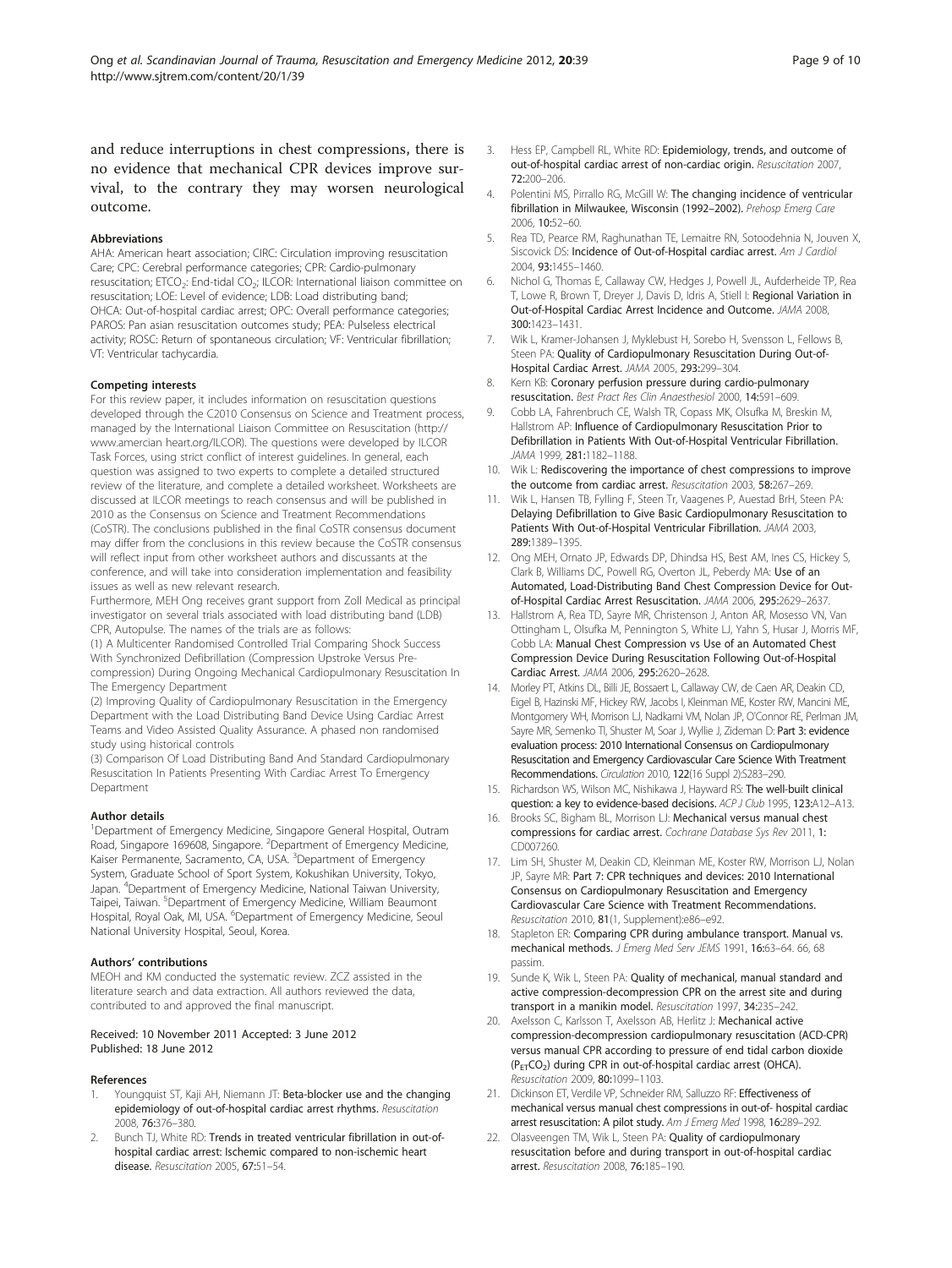and reduce interruptions in chest compressions, there is no evidence that mechanical CPR devices improve survival, to the contrary they may worsen neurological outcome.

#### Abbreviations

AHA: American heart association; CIRC: Circulation improving resuscitation Care; CPC: Cerebral performance categories; CPR: Cardio-pulmonary resuscitation; ETCO$_2$: End-tidal CO$_2$; ILCOR: International liaison committee on resuscitation; LOE: Level of evidence; LDB: Load distributing band; OHCA: Out-of-hospital cardiac arrest; OPC: Overall performance categories; PAROS: Pan asian resuscitation outcomes study; PEA: Pulseless electrical activity; ROSC: Return of spontaneous circulation; VF: Ventricular fibrillation; VT: Ventricular tachycardia.

#### Competing interests

For this review paper, it includes information on resuscitation questions developed through the C2010 Consensus on Science and Treatment process, managed by the International Liaison Committee on Resuscitation (http://www.amercian heart.org/ILCOR). The questions were developed by ILCOR Task Forces, using strict conflict of interest guidelines. In general, each question was assigned to two experts to complete a detailed structured review of the literature, and complete a detailed worksheet. Worksheets are discussed at ILCOR meetings to reach consensus and will be published in 2010 as the Consensus on Science and Treatment Recommendations (CoSTR). The conclusions published in the final CoSTR consensus document may differ from the conclusions in this review because the CoSTR consensus will reflect input from other worksheet authors and discussants at the conference, and will take into consideration implementation and feasibility issues as well as new relevant research.

Furthermore, MEH Ong receives grant support from Zoll Medical as principal investigator on several trials associated with load distributing band (LDB) CPR, Autopulse. The names of the trials are as follows:

(1) A Multicenter Randomised Controlled Trial Comparing Shock Success With Synchronized Defibrillation (Compression Upstroke Versus Pre-compression) During Ongoing Mechanical Cardiopulmonary Resuscitation In The Emergency Department

(2) Improving Quality of Cardiopulmonary Resuscitation in the Emergency Department with the Load Distributing Band Device Using Cardiac Arrest Teams and Video Assisted Quality Assurance. A phased non randomised study using historical controls

(3) Comparison Of Load Distributing Band And Standard Cardiopulmonary Resuscitation In Patients Presenting With Cardiac Arrest To Emergency Department

#### Author details

[1]Department of Emergency Medicine, Singapore General Hospital, Outram Road, Singapore 169608, Singapore. [2]Department of Emergency Medicine, Kaiser Permanente, Sacramento, CA, USA. [3]Department of Emergency System, Graduate School of Sport System, Kokushikan University, Tokyo, Japan. [4]Department of Emergency Medicine, National Taiwan University, Taipei, Taiwan. [5]Department of Emergency Medicine, William Beaumont Hospital, Royal Oak, MI, USA. [6]Department of Emergency Medicine, Seoul National University Hospital, Seoul, Korea.

#### Authors' contributions

MEOH and KM conducted the systematic review. ZCZ assisted in the literature search and data extraction. All authors reviewed the data, contributed to and approved the final manuscript.

Received: 10 November 2011 Accepted: 3 June 2012
Published: 18 June 2012

#### References

1. Youngquist ST, Kaji AH, Niemann JT: **Beta-blocker use and the changing epidemiology of out-of-hospital cardiac arrest rhythms.** *Resuscitation* 2008, **76:**376–380.
2. Bunch TJ, White RD: **Trends in treated ventricular fibrillation in out-of-hospital cardiac arrest: Ischemic compared to non-ischemic heart disease.** *Resuscitation* 2005, **67:**51–54.
3. Hess EP, Campbell RL, White RD: **Epidemiology, trends, and outcome of out-of-hospital cardiac arrest of non-cardiac origin.** *Resuscitation* 2007, **72:**200–206.
4. Polentini MS, Pirrallo RG, McGill W: **The changing incidence of ventricular fibrillation in Milwaukee, Wisconsin (1992–2002).** *Prehosp Emerg Care* 2006, **10:**52–60.
5. Rea TD, Pearce RM, Raghunathan TE, Lemaitre RN, Sotoodehnia N, Jouven X, Siscovick DS: **Incidence of Out-of-Hospital cardiac arrest.** *Am J Cardiol* 2004, **93:**1455–1460.
6. Nichol G, Thomas E, Callaway CW, Hedges J, Powell JL, Aufderheide TP, Rea T, Lowe R, Brown T, Dreyer J, Davis D, Idris A, Stiell I: **Regional Variation in Out-of-Hospital Cardiac Arrest Incidence and Outcome.** *JAMA* 2008, **300:**1423–1431.
7. Wik L, Kramer-Johansen J, Myklebust H, Sorebo H, Svensson L, Fellows B, Steen PA: **Quality of Cardiopulmonary Resuscitation During Out-of-Hospital Cardiac Arrest.** *JAMA* 2005, **293:**299–304.
8. Kern KB: **Coronary perfusion pressure during cardio-pulmonary resuscitation.** *Best Pract Res Clin Anaesthesiol* 2000, **14:**591–609.
9. Cobb LA, Fahrenbruch CE, Walsh TR, Copass MK, Olsufka M, Breskin M, Hallstrom AP: **Influence of Cardiopulmonary Resuscitation Prior to Defibrillation in Patients With Out-of-Hospital Ventricular Fibrillation.** *JAMA* 1999, **281:**1182–1188.
10. Wik L: **Rediscovering the importance of chest compressions to improve the outcome from cardiac arrest.** *Resuscitation* 2003, **58:**267–269.
11. Wik L, Hansen TB, Fylling F, Steen Tr, Vaagenes P, Auestad BrH, Steen PA: **Delaying Defibrillation to Give Basic Cardiopulmonary Resuscitation to Patients With Out-of-Hospital Ventricular Fibrillation.** *JAMA* 2003, **289:**1389–1395.
12. Ong MEH, Ornato JP, Edwards DP, Dhindsa HS, Best AM, Ines CS, Hickey S, Clark B, Williams DC, Powell RG, Overton JL, Peberdy MA: **Use of an Automated, Load-Distributing Band Chest Compression Device for Out-of-Hospital Cardiac Arrest Resuscitation.** *JAMA* 2006, **295:**2629–2637.
13. Hallstrom A, Rea TD, Sayre MR, Christenson J, Anton AR, Mosesso VN, Van Ottingham L, Olsufka M, Pennington S, White LJ, Yahn S, Husar J, Morris MF, Cobb LA: **Manual Chest Compression vs Use of an Automated Chest Compression Device During Resuscitation Following Out-of-Hospital Cardiac Arrest.** *JAMA* 2006, **295:**2620–2628.
14. Morley PT, Atkins DL, Billi JE, Bossaert L, Callaway CW, de Caen AR, Deakin CD, Eigel B, Hazinski MF, Hickey RW, Jacobs I, Kleinman ME, Koster RW, Mancini ME, Montgomery WH, Morrison LJ, Nadkarni VM, Nolan JP, O'Connor RE, Perlman JM, Sayre MR, Semenko TI, Shuster M, Soar J, Wyllie J, Zideman D: **Part 3: evidence evaluation process: 2010 International Consensus on Cardiopulmonary Resuscitation and Emergency Cardiovascular Care Science With Treatment Recommendations.** *Circulation* 2010, **122**(16 Suppl 2):S283–290.
15. Richardson WS, Wilson MC, Nishikawa J, Hayward RS: **The well-built clinical question: a key to evidence-based decisions.** *ACP J Club* 1995, **123:**A12–A13.
16. Brooks SC, Bigham BL, Morrison LJ: **Mechanical versus manual chest compressions for cardiac arrest.** *Cochrane Database Sys Rev* 2011, **1:** CD007260.
17. Lim SH, Shuster M, Deakin CD, Kleinman ME, Koster RW, Morrison LJ, Nolan JP, Sayre MR: **Part 7: CPR techniques and devices: 2010 International Consensus on Cardiopulmonary Resuscitation and Emergency Cardiovascular Care Science with Treatment Recommendations.** *Resuscitation* 2010, **81**(1, Supplement):e86–e92.
18. Stapleton ER: **Comparing CPR during ambulance transport. Manual vs. mechanical methods.** *J Emerg Med Serv JEMS* 1991, **16:**63–64. 66, 68 passim.
19. Sunde K, Wik L, Steen PA: **Quality of mechanical, manual standard and active compression-decompression CPR on the arrest site and during transport in a manikin model.** *Resuscitation* 1997, **34:**235–242.
20. Axelsson C, Karlsson T, Axelsson AB, Herlitz J: **Mechanical active compression-decompression cardiopulmonary resuscitation (ACD-CPR) versus manual CPR according to pressure of end tidal carbon dioxide ($P_{ET}CO_2$) during CPR in out-of-hospital cardiac arrest (OHCA).** *Resuscitation* 2009, **80:**1099–1103.
21. Dickinson ET, Verdile VP, Schneider RM, Salluzzo RF: **Effectiveness of mechanical versus manual chest compressions in out-of- hospital cardiac arrest resuscitation: A pilot study.** *Am J Emerg Med* 1998, **16:**289–292.
22. Olasveengen TM, Wik L, Steen PA: **Quality of cardiopulmonary resuscitation before and during transport in out-of-hospital cardiac arrest.** *Resuscitation* 2008, **76:**185–190.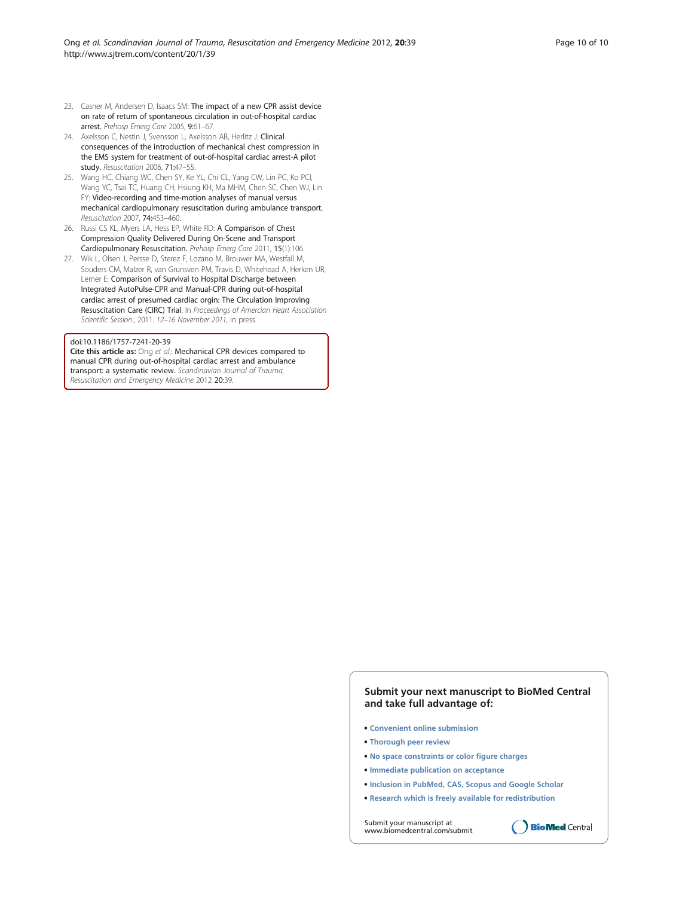23. Casner M, Andersen D, Isaacs SM: **The impact of a new CPR assist device on rate of return of spontaneous circulation in out-of-hospital cardiac arrest.** *Prehosp Emerg Care* 2005, **9:**61–67.
24. Axelsson C, Nestin J, Svensson L, Axelsson AB, Herlitz J: **Clinical consequences of the introduction of mechanical chest compression in the EMS system for treatment of out-of-hospital cardiac arrest-A pilot study.** *Resuscitation* 2006, **71:**47–55.
25. Wang HC, Chiang WC, Chen SY, Ke YL, Chi CL, Yang CW, Lin PC, Ko PCI, Wang YC, Tsai TC, Huang CH, Hsiung KH, Ma MHM, Chen SC, Chen WJ, Lin FY: **Video-recording and time-motion analyses of manual versus mechanical cardiopulmonary resuscitation during ambulance transport.** *Resuscitation* 2007, **74:**453–460.
26. Russi CS KL, Myers LA, Hess EP, White RD: **A Comparison of Chest Compression Quality Delivered During On-Scene and Transport Cardiopulmonary Resuscitation.** *Prehosp Emerg Care* 2011, **15**(1):106.
27. Wik L, Olsen J, Persse D, Sterez F, Lozano M, Brouwer MA, Westfall M, Souders CM, Malzer R, van Grunsven PM, Travis D, Whitehead A, Herken UR, Lerner E: **Comparison of Survival to Hospital Discharge between Integrated AutoPulse-CPR and Manual-CPR during out-of-hospital cardiac arrest of presumed cardiac orgin: The Circulation Improving Resuscitation Care (CIRC) Trial**. In *Proceedings of Amercian Heart Association Scientific Session.*; 2011. *12–16 November 2011*, in press.

doi:10.1186/1757-7241-20-39

**Cite this article as:** Ong *et al.*: Mechanical CPR devices compared to manual CPR during out-of-hospital cardiac arrest and ambulance transport: a systematic review. *Scandinavian Journal of Trauma, Resuscitation and Emergency Medicine* 2012 **20**:39.

**Submit your next manuscript to BioMed Central and take full advantage of:**

- **Convenient online submission**
- **Thorough peer review**
- **No space constraints or color figure charges**
- **Immediate publication on acceptance**
- **Inclusion in PubMed, CAS, Scopus and Google Scholar**
- **Research which is freely available for redistribution**

Submit your manuscript at www.biomedcentral.com/submit

BioMed Central